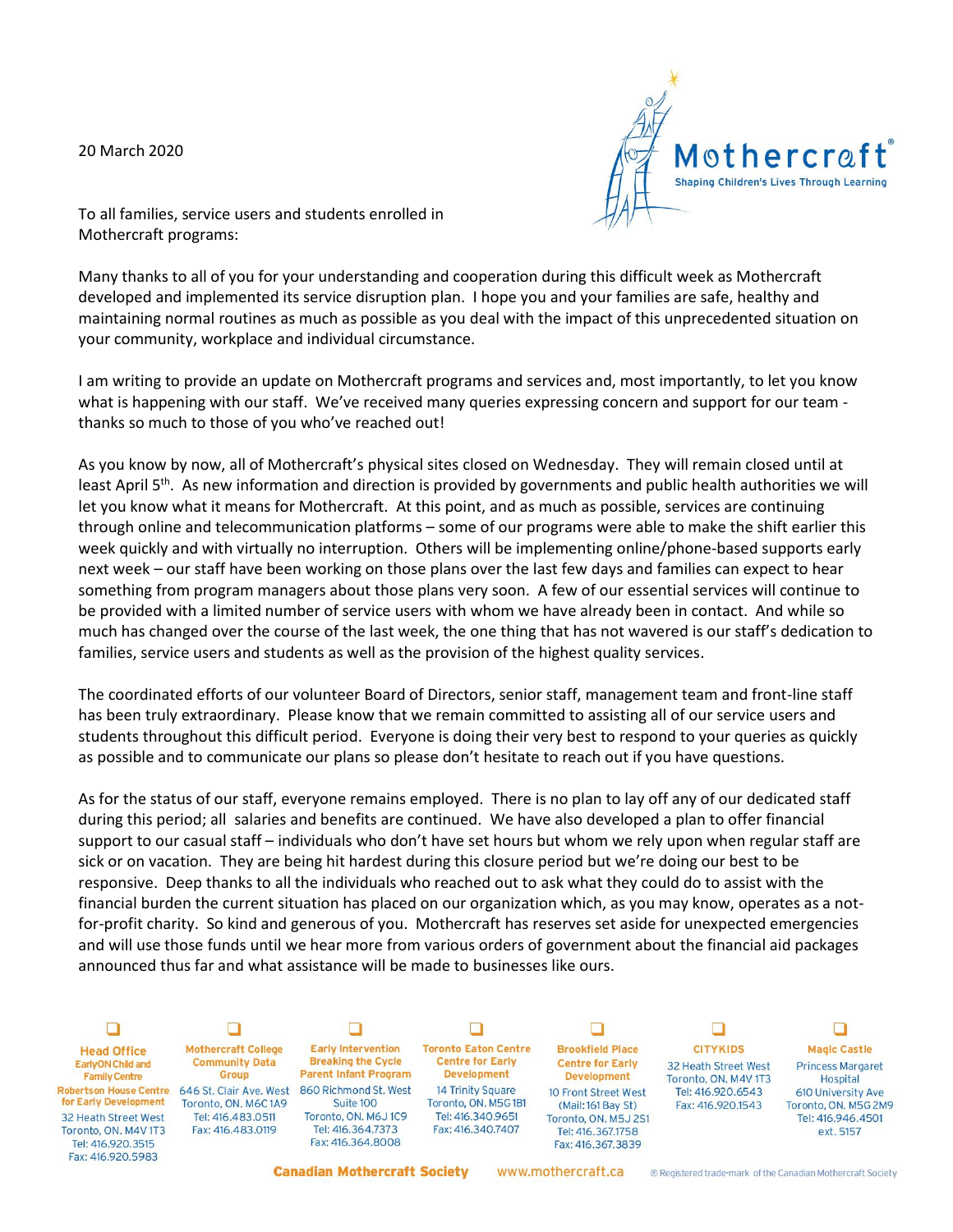20 March 2020

Mothercraft®
Shaping Children's Lives Through Learning

To all families, service users and students enrolled in Mothercraft programs:

Many thanks to all of you for your understanding and cooperation during this difficult week as Mothercraft developed and implemented its service disruption plan. I hope you and your families are safe, healthy and maintaining normal routines as much as possible as you deal with the impact of this unprecedented situation on your community, workplace and individual circumstance.

I am writing to provide an update on Mothercraft programs and services and, most importantly, to let you know what is happening with our staff. We've received many queries expressing concern and support for our team - thanks so much to those of you who've reached out!

As you know by now, all of Mothercraft's physical sites closed on Wednesday. They will remain closed until at least April 5th. As new information and direction is provided by governments and public health authorities we will let you know what it means for Mothercraft. At this point, and as much as possible, services are continuing through online and telecommunication platforms – some of our programs were able to make the shift earlier this week quickly and with virtually no interruption. Others will be implementing online/phone-based supports early next week – our staff have been working on those plans over the last few days and families can expect to hear something from program managers about those plans very soon. A few of our essential services will continue to be provided with a limited number of service users with whom we have already been in contact. And while so much has changed over the course of the last week, the one thing that has not wavered is our staff's dedication to families, service users and students as well as the provision of the highest quality services.

The coordinated efforts of our volunteer Board of Directors, senior staff, management team and front-line staff has been truly extraordinary. Please know that we remain committed to assisting all of our service users and students throughout this difficult period. Everyone is doing their very best to respond to your queries as quickly as possible and to communicate our plans so please don't hesitate to reach out if you have questions.

As for the status of our staff, everyone remains employed. There is no plan to lay off any of our dedicated staff during this period; all salaries and benefits are continued. We have also developed a plan to offer financial support to our casual staff – individuals who don't have set hours but whom we rely upon when regular staff are sick or on vacation. They are being hit hardest during this closure period but we're doing our best to be responsive. Deep thanks to all the individuals who reached out to ask what they could do to assist with the financial burden the current situation has placed on our organization which, as you may know, operates as a not-for-profit charity. So kind and generous of you. Mothercraft has reserves set aside for unexpected emergencies and will use those funds until we hear more from various orders of government about the financial aid packages announced thus far and what assistance will be made to businesses like ours.

**Head Office**
**EarlyON Child and Family Centre**
**Robertson House Centre for Early Development**
32 Heath Street West
Toronto, ON. M4V 1T3
Tel: 416.920.3515
Fax: 416.920.5983

**Mothercraft College Community Data Group**
646 St. Clair Ave. West
Toronto, ON. M6C 1A9
Tel: 416.483.0511
Fax: 416.483.0119

**Early Intervention Breaking the Cycle Parent Infant Program**
860 Richmond St. West
Suite 100
Toronto, ON. M6J 1C9
Tel: 416.364.7373
Fax: 416.364.8008

**Toronto Eaton Centre Centre for Early Development**
14 Trinity Square
Toronto, ON. M5G 1B1
Tel: 416.340.9651
Fax: 416.340.7407

**Brookfield Place Centre for Early Development**
10 Front Street West
(Mail: 161 Bay St)
Toronto, ON. M5J 2S1
Tel: 416.367.1758
Fax: 416.367.3839

**CITYKIDS**
32 Heath Street West
Toronto, ON. M4V 1T3
Tel: 416.920.6543
Fax: 416.920.1543

**Magic Castle**
Princess Margaret Hospital
610 University Ave
Toronto, ON. M5G 2M9
Tel: 416.946.4501
ext. 5157

**Canadian Mothercraft Society** www.mothercraft.ca ® Registered trade-mark of the Canadian Mothercraft Society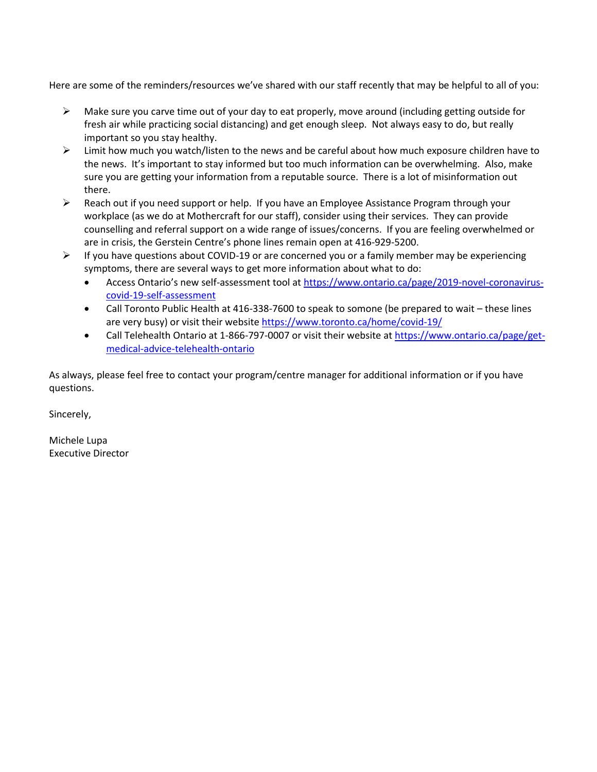Here are some of the reminders/resources we've shared with our staff recently that may be helpful to all of you:

- Make sure you carve time out of your day to eat properly, move around (including getting outside for fresh air while practicing social distancing) and get enough sleep. Not always easy to do, but really important so you stay healthy.
- Limit how much you watch/listen to the news and be careful about how much exposure children have to the news. It's important to stay informed but too much information can be overwhelming. Also, make sure you are getting your information from a reputable source. There is a lot of misinformation out there.
- Reach out if you need support or help. If you have an Employee Assistance Program through your workplace (as we do at Mothercraft for our staff), consider using their services. They can provide counselling and referral support on a wide range of issues/concerns. If you are feeling overwhelmed or are in crisis, the Gerstein Centre's phone lines remain open at 416-929-5200.
- If you have questions about COVID-19 or are concerned you or a family member may be experiencing symptoms, there are several ways to get more information about what to do:
  - Access Ontario's new self-assessment tool at [https://www.ontario.ca/page/2019-novel-coronavirus-covid-19-self-assessment](https://www.ontario.ca/page/2019-novel-coronavirus-covid-19-self-assessment)
  - Call Toronto Public Health at 416-338-7600 to speak to somone (be prepared to wait – these lines are very busy) or visit their website [https://www.toronto.ca/home/covid-19/](https://www.toronto.ca/home/covid-19/)
  - Call Telehealth Ontario at 1-866-797-0007 or visit their website at [https://www.ontario.ca/page/get-medical-advice-telehealth-ontario](https://www.ontario.ca/page/get-medical-advice-telehealth-ontario)

As always, please feel free to contact your program/centre manager for additional information or if you have questions.

Sincerely,

Michele Lupa
Executive Director